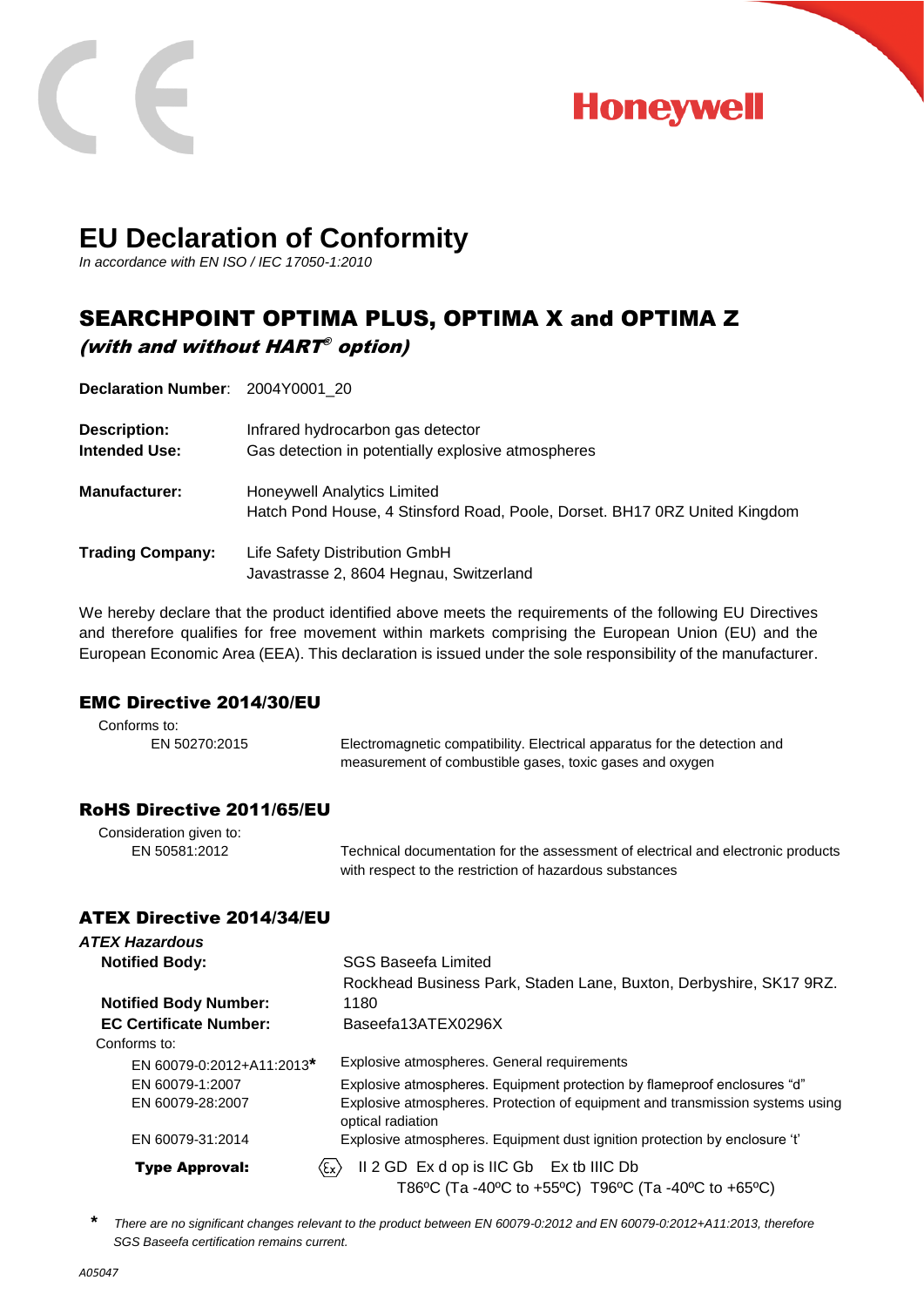# EU Declaration of Conformity

*In accordance with EN ISO / IEC 17050-1:2010*

## SEARCHPOINT OPTIMA PLUS, OPTIMA X and OPTIMA Z

***(with and without HART® option)***

**Declaration Number**: 2004Y0001_20

**Description:** Infrared hydrocarbon gas detector
**Intended Use:** Gas detection in potentially explosive atmospheres

**Manufacturer:** Honeywell Analytics Limited
Hatch Pond House, 4 Stinsford Road, Poole, Dorset. BH17 0RZ United Kingdom

**Trading Company:** Life Safety Distribution GmbH
Javastrasse 2, 8604 Hegnau, Switzerland

We hereby declare that the product identified above meets the requirements of the following EU Directives and therefore qualifies for free movement within markets comprising the European Union (EU) and the European Economic Area (EEA). This declaration is issued under the sole responsibility of the manufacturer.

### EMC Directive 2014/30/EU

Conforms to:

| | |
|---|---|
| EN 50270:2015 | Electromagnetic compatibility. Electrical apparatus for the detection and measurement of combustible gases, toxic gases and oxygen |

### RoHS Directive 2011/65/EU

Consideration given to:

| | |
|---|---|
| EN 50581:2012 | Technical documentation for the assessment of electrical and electronic products with respect to the restriction of hazardous substances |

### ATEX Directive 2014/34/EU

*ATEX Hazardous*

**Notified Body:** SGS Baseefa Limited
Rockhead Business Park, Staden Lane, Buxton, Derbyshire, SK17 9RZ.

**Notified Body Number:** 1180

**EC Certificate Number:** Baseefa13ATEX0296X

Conforms to:

| | |
|---|---|
| EN 60079-0:2012+A11:2013* | Explosive atmospheres. General requirements |
| EN 60079-1:2007 | Explosive atmospheres. Equipment protection by flameproof enclosures "d" |
| EN 60079-28:2007 | Explosive atmospheres. Protection of equipment and transmission systems using optical radiation |
| EN 60079-31:2014 | Explosive atmospheres. Equipment dust ignition protection by enclosure 't' |

**Type Approval:** ⟨Ex⟩ II 2 GD Ex d op is IIC Gb Ex tb IIIC Db
T86ºC (Ta -40ºC to +55ºC) T96ºC (Ta -40ºC to +65ºC)

\* *There are no significant changes relevant to the product between EN 60079-0:2012 and EN 60079-0:2012+A11:2013, therefore SGS Baseefa certification remains current.*

*A05047*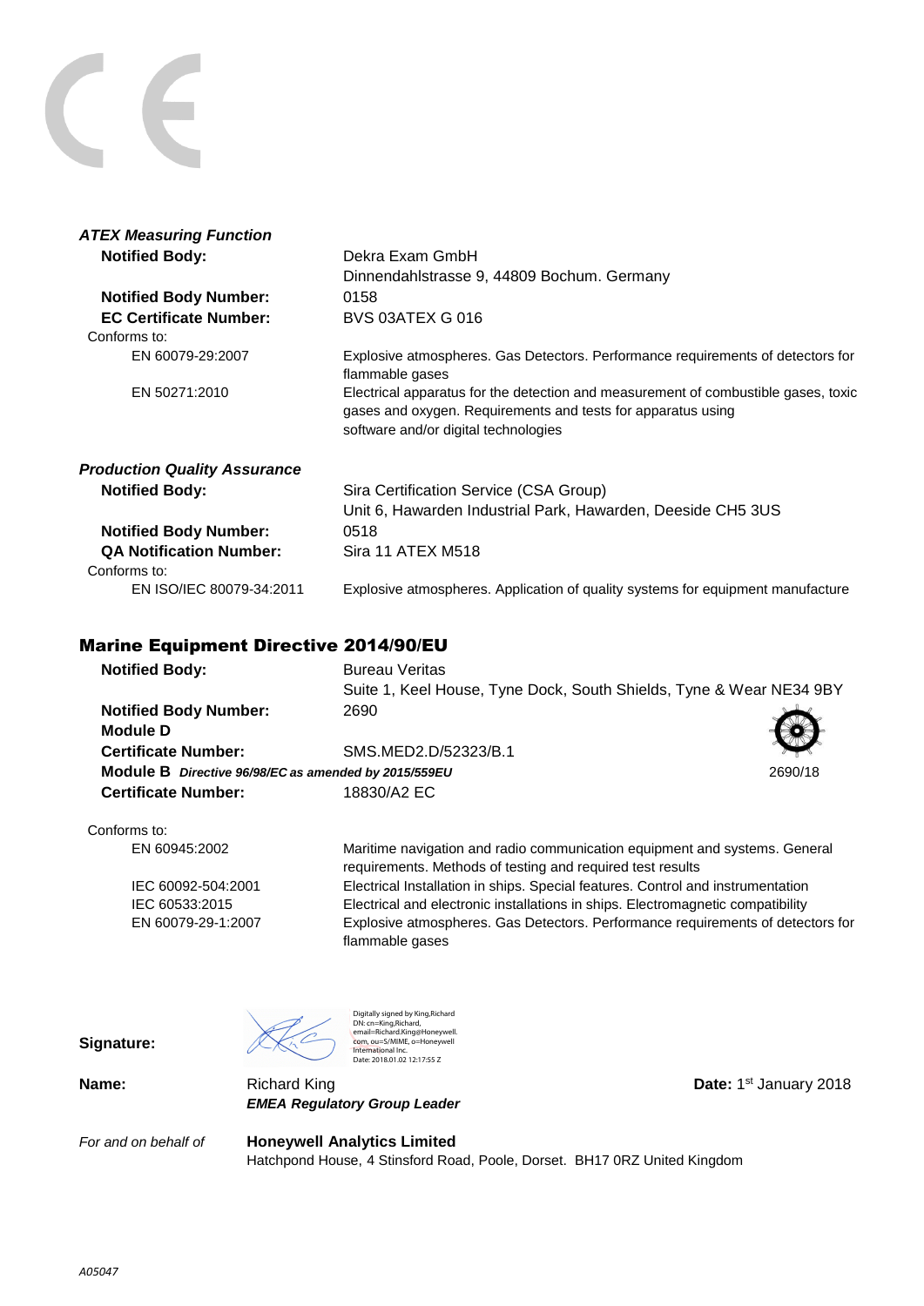### *ATEX Measuring Function*

| | |
|---|---|
| **Notified Body:** | Dekra Exam GmbH<br>Dinnendahlstrasse 9, 44809 Bochum. Germany |
| **Notified Body Number:** | 0158 |
| **EC Certificate Number:** | BVS 03ATEX G 016 |

Conforms to:

| | |
|---|---|
| EN 60079-29:2007 | Explosive atmospheres. Gas Detectors. Performance requirements of detectors for flammable gases |
| EN 50271:2010 | Electrical apparatus for the detection and measurement of combustible gases, toxic gases and oxygen. Requirements and tests for apparatus using software and/or digital technologies |

### *Production Quality Assurance*

| | |
|---|---|
| **Notified Body:** | Sira Certification Service (CSA Group)<br>Unit 6, Hawarden Industrial Park, Hawarden, Deeside CH5 3US |
| **Notified Body Number:** | 0518 |
| **QA Notification Number:** | Sira 11 ATEX M518 |

Conforms to:

| | |
|---|---|
| EN ISO/IEC 80079-34:2011 | Explosive atmospheres. Application of quality systems for equipment manufacture |

## Marine Equipment Directive 2014/90/EU

| | |
|---|---|
| **Notified Body:** | Bureau Veritas<br>Suite 1, Keel House, Tyne Dock, South Shields, Tyne & Wear NE34 9BY |
| **Notified Body Number:** | 2690 |
| **Module D** | |
| **Certificate Number:** | SMS.MED2.D/52323/B.1 |
| **Module B** *Directive 96/98/EC as amended by 2015/559EU* | |
| **Certificate Number:** | 18830/A2 EC |

2690/18

Conforms to:

| | |
|---|---|
| EN 60945:2002 | Maritime navigation and radio communication equipment and systems. General requirements. Methods of testing and required test results |
| IEC 60092-504:2001 | Electrical Installation in ships. Special features. Control and instrumentation |
| IEC 60533:2015 | Electrical and electronic installations in ships. Electromagnetic compatibility |
| EN 60079-29-1:2007 | Explosive atmospheres. Gas Detectors. Performance requirements of detectors for flammable gases |

**Signature:**

Digitally signed by King,Richard
DN: cn=King,Richard, email=Richard.King@Honeywell.com, ou=S/MIME, o=Honeywell International Inc.
Date: 2018.01.02 12:17:55 Z

**Name:** Richard King
***EMEA Regulatory Group Leader***

**Date:** 1st January 2018

*For and on behalf of* **Honeywell Analytics Limited**
Hatchpond House, 4 Stinsford Road, Poole, Dorset. BH17 0RZ United Kingdom

*A05047*